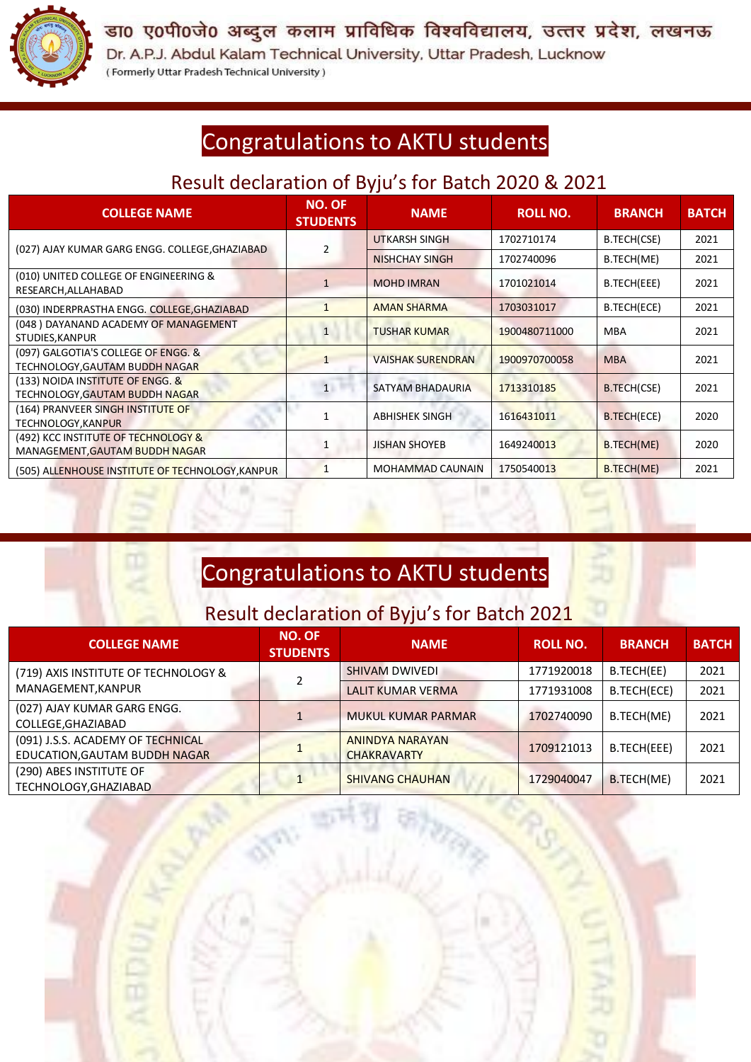# डा० ए०पी०जे० अब्दुल कलाम प्राविधिक विश्वविद्यालय, उत्तर प्रदेश, लखनऊ

Dr. A.P.J. Abdul Kalam Technical University, Uttar Pradesh, Lucknow

( Formerly Uttar Pradesh Technical University )

## Congratulations to AKTU students

### Result declaration of Byju's for Batch 2020 & 2021

| COLLEGE NAME | NO. OF STUDENTS | NAME | ROLL NO. | BRANCH | BATCH |
|---|---|---|---|---|---|
| (027) AJAY KUMAR GARG ENGG. COLLEGE,GHAZIABAD | 2 | UTKARSH SINGH | 1702710174 | B.TECH(CSE) | 2021 |
| | | NISHCHAY SINGH | 1702740096 | B.TECH(ME) | 2021 |
| (010) UNITED COLLEGE OF ENGINEERING & RESEARCH,ALLAHABAD | 1 | MOHD IMRAN | 1701021014 | B.TECH(EEE) | 2021 |
| (030) INDERPRASTHA ENGG. COLLEGE,GHAZIABAD | 1 | AMAN SHARMA | 1703031017 | B.TECH(ECE) | 2021 |
| (048 ) DAYANAND ACADEMY OF MANAGEMENT STUDIES,KANPUR | 1 | TUSHAR KUMAR | 1900480711000 | MBA | 2021 |
| (097) GALGOTIA'S COLLEGE OF ENGG. & TECHNOLOGY,GAUTAM BUDDH NAGAR | 1 | VAISHAK SURENDRAN | 1900970700058 | MBA | 2021 |
| (133) NOIDA INSTITUTE OF ENGG. & TECHNOLOGY,GAUTAM BUDDH NAGAR | 1 | SATYAM BHADAURIA | 1713310185 | B.TECH(CSE) | 2021 |
| (164) PRANVEER SINGH INSTITUTE OF TECHNOLOGY,KANPUR | 1 | ABHISHEK SINGH | 1616431011 | B.TECH(ECE) | 2020 |
| (492) KCC INSTITUTE OF TECHNOLOGY & MANAGEMENT,GAUTAM BUDDH NAGAR | 1 | JISHAN SHOYEB | 1649240013 | B.TECH(ME) | 2020 |
| (505) ALLENHOUSE INSTITUTE OF TECHNOLOGY,KANPUR | 1 | MOHAMMAD CAUNAIN | 1750540013 | B.TECH(ME) | 2021 |

## Congratulations to AKTU students

### Result declaration of Byju's for Batch 2021

| COLLEGE NAME | NO. OF STUDENTS | NAME | ROLL NO. | BRANCH | BATCH |
|---|---|---|---|---|---|
| (719) AXIS INSTITUTE OF TECHNOLOGY & MANAGEMENT,KANPUR | 2 | SHIVAM DWIVEDI | 1771920018 | B.TECH(EE) | 2021 |
| | | LALIT KUMAR VERMA | 1771931008 | B.TECH(ECE) | 2021 |
| (027) AJAY KUMAR GARG ENGG. COLLEGE,GHAZIABAD | 1 | MUKUL KUMAR PARMAR | 1702740090 | B.TECH(ME) | 2021 |
| (091) J.S.S. ACADEMY OF TECHNICAL EDUCATION,GAUTAM BUDDH NAGAR | 1 | ANINDYA NARAYAN CHAKRAVARTY | 1709121013 | B.TECH(EEE) | 2021 |
| (290) ABES INSTITUTE OF TECHNOLOGY,GHAZIABAD | 1 | SHIVANG CHAUHAN | 1729040047 | B.TECH(ME) | 2021 |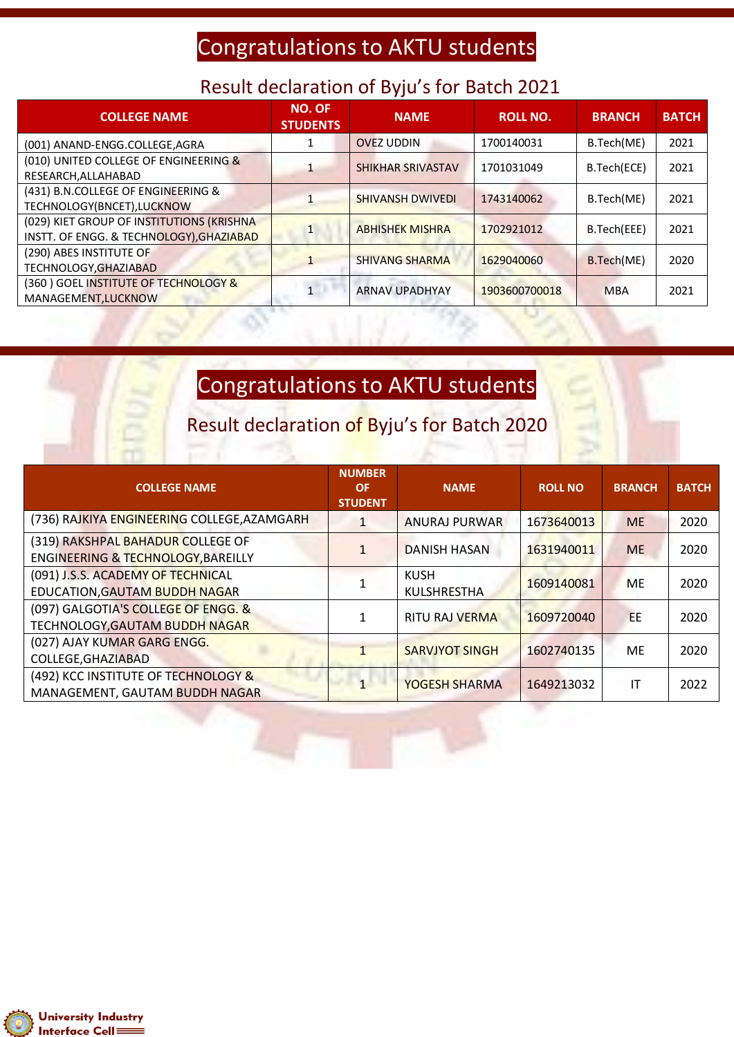# Congratulations to AKTU students

## Result declaration of Byju's for Batch 2021

| COLLEGE NAME | NO. OF STUDENTS | NAME | ROLL NO. | BRANCH | BATCH |
|---|---|---|---|---|---|
| (001) ANAND-ENGG.COLLEGE,AGRA | 1 | OVEZ UDDIN | 1700140031 | B.Tech(ME) | 2021 |
| (010) UNITED COLLEGE OF ENGINEERING & RESEARCH,ALLAHABAD | 1 | SHIKHAR SRIVASTAV | 1701031049 | B.Tech(ECE) | 2021 |
| (431) B.N.COLLEGE OF ENGINEERING & TECHNOLOGY(BNCET),LUCKNOW | 1 | SHIVANSH DWIVEDI | 1743140062 | B.Tech(ME) | 2021 |
| (029) KIET GROUP OF INSTITUTIONS (KRISHNA INSTT. OF ENGG. & TECHNOLOGY),GHAZIABAD | 1 | ABHISHEK MISHRA | 1702921012 | B.Tech(EEE) | 2021 |
| (290) ABES INSTITUTE OF TECHNOLOGY,GHAZIABAD | 1 | SHIVANG SHARMA | 1629040060 | B.Tech(ME) | 2020 |
| (360 ) GOEL INSTITUTE OF TECHNOLOGY & MANAGEMENT,LUCKNOW | 1 | ARNAV UPADHYAY | 1903600700018 | MBA | 2021 |

# Congratulations to AKTU students

## Result declaration of Byju's for Batch 2020

| COLLEGE NAME | NUMBER OF STUDENT | NAME | ROLL NO | BRANCH | BATCH |
|---|---|---|---|---|---|
| (736) RAJKIYA ENGINEERING COLLEGE,AZAMGARH | 1 | ANURAJ PURWAR | 1673640013 | ME | 2020 |
| (319) RAKSHPAL BAHADUR COLLEGE OF ENGINEERING & TECHNOLOGY,BAREILLY | 1 | DANISH HASAN | 1631940011 | ME | 2020 |
| (091) J.S.S. ACADEMY OF TECHNICAL EDUCATION,GAUTAM BUDDH NAGAR | 1 | KUSH KULSHRESTHA | 1609140081 | ME | 2020 |
| (097) GALGOTIA'S COLLEGE OF ENGG. & TECHNOLOGY,GAUTAM BUDDH NAGAR | 1 | RITU RAJ VERMA | 1609720040 | EE | 2020 |
| (027) AJAY KUMAR GARG ENGG. COLLEGE,GHAZIABAD | 1 | SARVJYOT SINGH | 1602740135 | ME | 2020 |
| (492) KCC INSTITUTE OF TECHNOLOGY & MANAGEMENT, GAUTAM BUDDH NAGAR | 1 | YOGESH SHARMA | 1649213032 | IT | 2022 |

University Industry Interface Cell